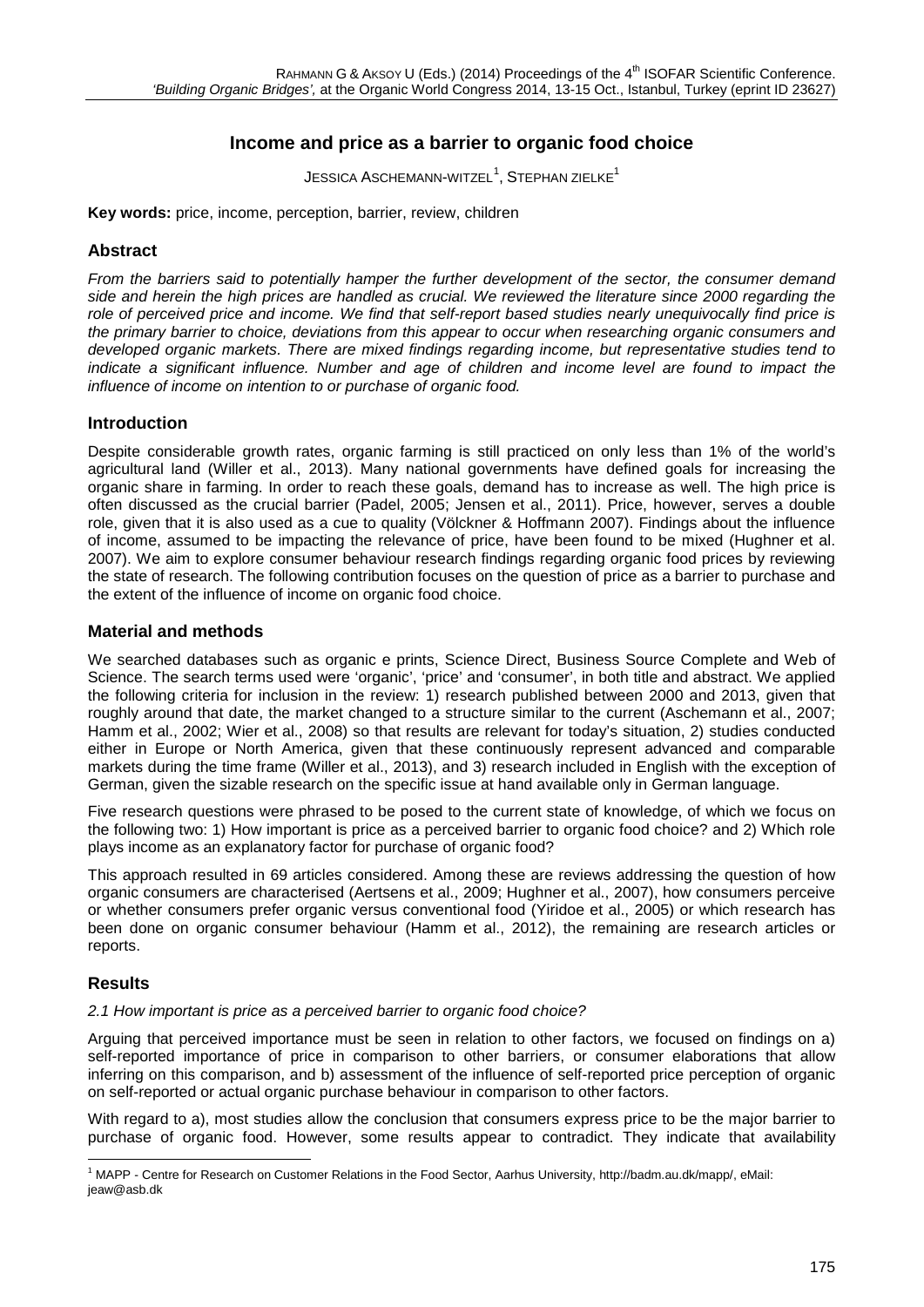# Income and price as a barrier to organic food choice

JESSICA ASCHEMANN-WITZEL[1], STEPHAN ZIELKE[1]

**Key words:** price, income, perception, barrier, review, children

## Abstract

*From the barriers said to potentially hamper the further development of the sector, the consumer demand side and herein the high prices are handled as crucial. We reviewed the literature since 2000 regarding the role of perceived price and income. We find that self-report based studies nearly unequivocally find price is the primary barrier to choice, deviations from this appear to occur when researching organic consumers and developed organic markets. There are mixed findings regarding income, but representative studies tend to indicate a significant influence. Number and age of children and income level are found to impact the influence of income on intention to or purchase of organic food.*

## Introduction

Despite considerable growth rates, organic farming is still practiced on only less than 1% of the world's agricultural land (Willer et al., 2013). Many national governments have defined goals for increasing the organic share in farming. In order to reach these goals, demand has to increase as well. The high price is often discussed as the crucial barrier (Padel, 2005; Jensen et al., 2011). Price, however, serves a double role, given that it is also used as a cue to quality (Völckner & Hoffmann 2007). Findings about the influence of income, assumed to be impacting the relevance of price, have been found to be mixed (Hughner et al. 2007). We aim to explore consumer behaviour research findings regarding organic food prices by reviewing the state of research. The following contribution focuses on the question of price as a barrier to purchase and the extent of the influence of income on organic food choice.

## Material and methods

We searched databases such as organic e prints, Science Direct, Business Source Complete and Web of Science. The search terms used were 'organic', 'price' and 'consumer', in both title and abstract. We applied the following criteria for inclusion in the review: 1) research published between 2000 and 2013, given that roughly around that date, the market changed to a structure similar to the current (Aschemann et al., 2007; Hamm et al., 2002; Wier et al., 2008) so that results are relevant for today's situation, 2) studies conducted either in Europe or North America, given that these continuously represent advanced and comparable markets during the time frame (Willer et al., 2013), and 3) research included in English with the exception of German, given the sizable research on the specific issue at hand available only in German language.

Five research questions were phrased to be posed to the current state of knowledge, of which we focus on the following two: 1) How important is price as a perceived barrier to organic food choice? and 2) Which role plays income as an explanatory factor for purchase of organic food?

This approach resulted in 69 articles considered. Among these are reviews addressing the question of how organic consumers are characterised (Aertsens et al., 2009; Hughner et al., 2007), how consumers perceive or whether consumers prefer organic versus conventional food (Yiridoe et al., 2005) or which research has been done on organic consumer behaviour (Hamm et al., 2012), the remaining are research articles or reports.

## Results

*2.1 How important is price as a perceived barrier to organic food choice?*

Arguing that perceived importance must be seen in relation to other factors, we focused on findings on a) self-reported importance of price in comparison to other barriers, or consumer elaborations that allow inferring on this comparison, and b) assessment of the influence of self-reported price perception of organic on self-reported or actual organic purchase behaviour in comparison to other factors.

With regard to a), most studies allow the conclusion that consumers express price to be the major barrier to purchase of organic food. However, some results appear to contradict. They indicate that availability

[1] MAPP - Centre for Research on Customer Relations in the Food Sector, Aarhus University, http://badm.au.dk/mapp/, eMail: jeaw@asb.dk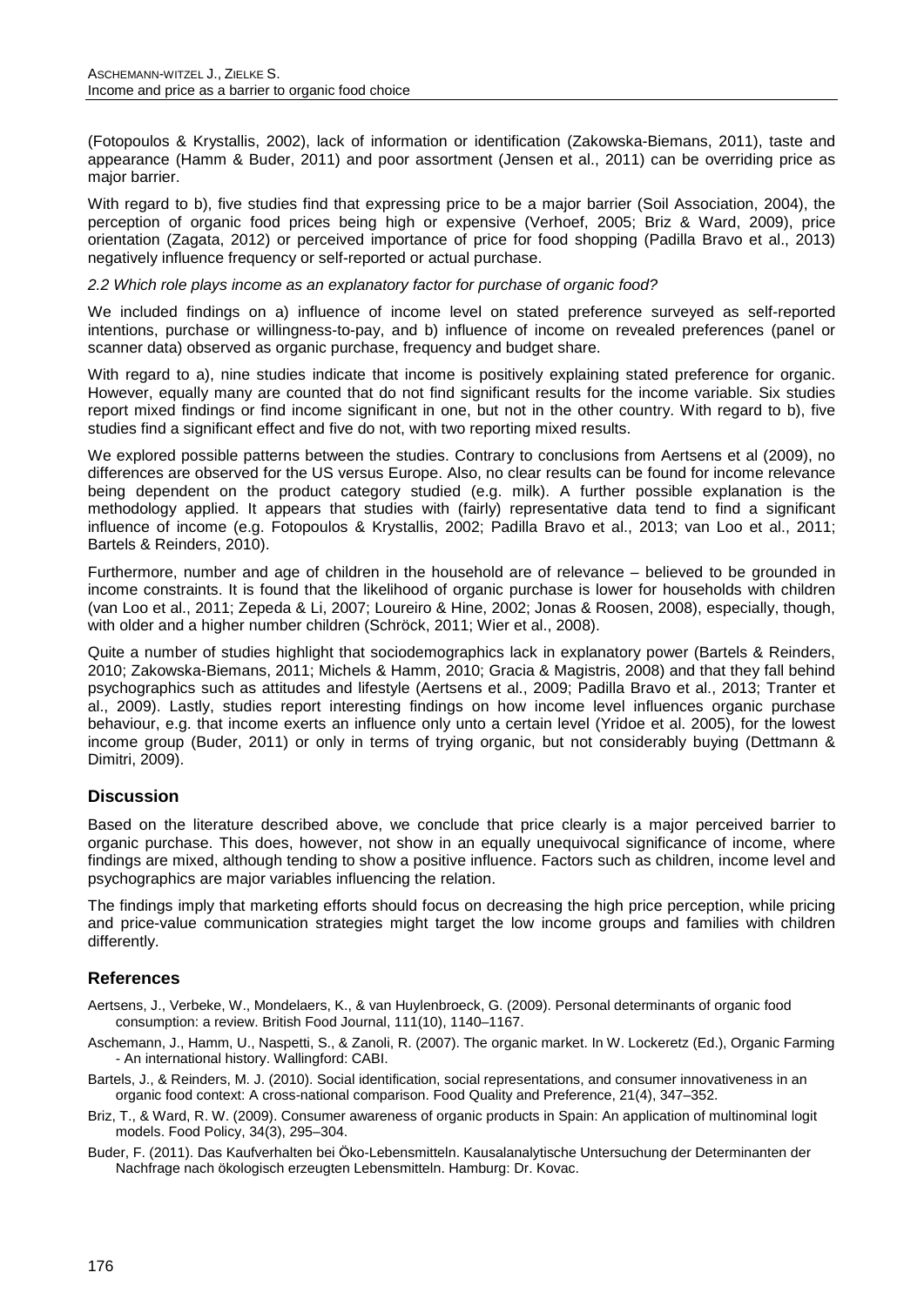(Fotopoulos & Krystallis, 2002), lack of information or identification (Zakowska-Biemans, 2011), taste and appearance (Hamm & Buder, 2011) and poor assortment (Jensen et al., 2011) can be overriding price as major barrier.

With regard to b), five studies find that expressing price to be a major barrier (Soil Association, 2004), the perception of organic food prices being high or expensive (Verhoef, 2005; Briz & Ward, 2009), price orientation (Zagata, 2012) or perceived importance of price for food shopping (Padilla Bravo et al., 2013) negatively influence frequency or self-reported or actual purchase.

*2.2 Which role plays income as an explanatory factor for purchase of organic food?*

We included findings on a) influence of income level on stated preference surveyed as self-reported intentions, purchase or willingness-to-pay, and b) influence of income on revealed preferences (panel or scanner data) observed as organic purchase, frequency and budget share.

With regard to a), nine studies indicate that income is positively explaining stated preference for organic. However, equally many are counted that do not find significant results for the income variable. Six studies report mixed findings or find income significant in one, but not in the other country. With regard to b), five studies find a significant effect and five do not, with two reporting mixed results.

We explored possible patterns between the studies. Contrary to conclusions from Aertsens et al (2009), no differences are observed for the US versus Europe. Also, no clear results can be found for income relevance being dependent on the product category studied (e.g. milk). A further possible explanation is the methodology applied. It appears that studies with (fairly) representative data tend to find a significant influence of income (e.g. Fotopoulos & Krystallis, 2002; Padilla Bravo et al., 2013; van Loo et al., 2011; Bartels & Reinders, 2010).

Furthermore, number and age of children in the household are of relevance – believed to be grounded in income constraints. It is found that the likelihood of organic purchase is lower for households with children (van Loo et al., 2011; Zepeda & Li, 2007; Loureiro & Hine, 2002; Jonas & Roosen, 2008), especially, though, with older and a higher number children (Schröck, 2011; Wier et al., 2008).

Quite a number of studies highlight that sociodemographics lack in explanatory power (Bartels & Reinders, 2010; Zakowska-Biemans, 2011; Michels & Hamm, 2010; Gracia & Magistris, 2008) and that they fall behind psychographics such as attitudes and lifestyle (Aertsens et al., 2009; Padilla Bravo et al., 2013; Tranter et al., 2009). Lastly, studies report interesting findings on how income level influences organic purchase behaviour, e.g. that income exerts an influence only unto a certain level (Yridoe et al. 2005), for the lowest income group (Buder, 2011) or only in terms of trying organic, but not considerably buying (Dettmann & Dimitri, 2009).

## Discussion

Based on the literature described above, we conclude that price clearly is a major perceived barrier to organic purchase. This does, however, not show in an equally unequivocal significance of income, where findings are mixed, although tending to show a positive influence. Factors such as children, income level and psychographics are major variables influencing the relation.

The findings imply that marketing efforts should focus on decreasing the high price perception, while pricing and price-value communication strategies might target the low income groups and families with children differently.

## References

Aertsens, J., Verbeke, W., Mondelaers, K., & van Huylenbroeck, G. (2009). Personal determinants of organic food consumption: a review. British Food Journal, 111(10), 1140–1167.

Aschemann, J., Hamm, U., Naspetti, S., & Zanoli, R. (2007). The organic market. In W. Lockeretz (Ed.), Organic Farming - An international history. Wallingford: CABI.

Bartels, J., & Reinders, M. J. (2010). Social identification, social representations, and consumer innovativeness in an organic food context: A cross-national comparison. Food Quality and Preference, 21(4), 347–352.

Briz, T., & Ward, R. W. (2009). Consumer awareness of organic products in Spain: An application of multinominal logit models. Food Policy, 34(3), 295–304.

Buder, F. (2011). Das Kaufverhalten bei Öko-Lebensmitteln. Kausalanalytische Untersuchung der Determinanten der Nachfrage nach ökologisch erzeugten Lebensmitteln. Hamburg: Dr. Kovac.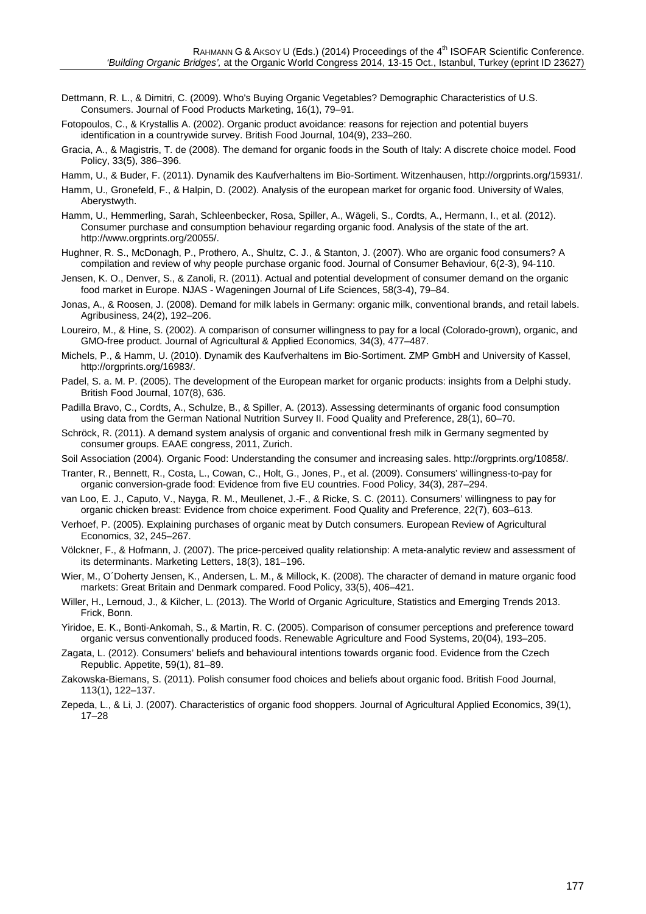Dettmann, R. L., & Dimitri, C. (2009). Who's Buying Organic Vegetables? Demographic Characteristics of U.S. Consumers. Journal of Food Products Marketing, 16(1), 79–91.

Fotopoulos, C., & Krystallis A. (2002). Organic product avoidance: reasons for rejection and potential buyers identification in a countrywide survey. British Food Journal, 104(9), 233–260.

Gracia, A., & Magistris, T. de (2008). The demand for organic foods in the South of Italy: A discrete choice model. Food Policy, 33(5), 386–396.

Hamm, U., & Buder, F. (2011). Dynamik des Kaufverhaltens im Bio-Sortiment. Witzenhausen, http://orgprints.org/15931/.

Hamm, U., Gronefeld, F., & Halpin, D. (2002). Analysis of the european market for organic food. University of Wales, Aberystwyth.

Hamm, U., Hemmerling, Sarah, Schleenbecker, Rosa, Spiller, A., Wägeli, S., Cordts, A., Hermann, I., et al. (2012). Consumer purchase and consumption behaviour regarding organic food. Analysis of the state of the art. http://www.orgprints.org/20055/.

Hughner, R. S., McDonagh, P., Prothero, A., Shultz, C. J., & Stanton, J. (2007). Who are organic food consumers? A compilation and review of why people purchase organic food. Journal of Consumer Behaviour, 6(2-3), 94-110.

Jensen, K. O., Denver, S., & Zanoli, R. (2011). Actual and potential development of consumer demand on the organic food market in Europe. NJAS - Wageningen Journal of Life Sciences, 58(3-4), 79–84.

Jonas, A., & Roosen, J. (2008). Demand for milk labels in Germany: organic milk, conventional brands, and retail labels. Agribusiness, 24(2), 192–206.

Loureiro, M., & Hine, S. (2002). A comparison of consumer willingness to pay for a local (Colorado-grown), organic, and GMO-free product. Journal of Agricultural & Applied Economics, 34(3), 477–487.

Michels, P., & Hamm, U. (2010). Dynamik des Kaufverhaltens im Bio-Sortiment. ZMP GmbH and University of Kassel, http://orgprints.org/16983/.

Padel, S. a. M. P. (2005). The development of the European market for organic products: insights from a Delphi study. British Food Journal, 107(8), 636.

Padilla Bravo, C., Cordts, A., Schulze, B., & Spiller, A. (2013). Assessing determinants of organic food consumption using data from the German National Nutrition Survey II. Food Quality and Preference, 28(1), 60–70.

Schröck, R. (2011). A demand system analysis of organic and conventional fresh milk in Germany segmented by consumer groups. EAAE congress, 2011, Zurich.

Soil Association (2004). Organic Food: Understanding the consumer and increasing sales. http://orgprints.org/10858/.

Tranter, R., Bennett, R., Costa, L., Cowan, C., Holt, G., Jones, P., et al. (2009). Consumers' willingness-to-pay for organic conversion-grade food: Evidence from five EU countries. Food Policy, 34(3), 287–294.

van Loo, E. J., Caputo, V., Nayga, R. M., Meullenet, J.-F., & Ricke, S. C. (2011). Consumers' willingness to pay for organic chicken breast: Evidence from choice experiment. Food Quality and Preference, 22(7), 603–613.

Verhoef, P. (2005). Explaining purchases of organic meat by Dutch consumers. European Review of Agricultural Economics, 32, 245–267.

Völckner, F., & Hofmann, J. (2007). The price-perceived quality relationship: A meta-analytic review and assessment of its determinants. Marketing Letters, 18(3), 181–196.

Wier, M., O´Doherty Jensen, K., Andersen, L. M., & Millock, K. (2008). The character of demand in mature organic food markets: Great Britain and Denmark compared. Food Policy, 33(5), 406–421.

Willer, H., Lernoud, J., & Kilcher, L. (2013). The World of Organic Agriculture, Statistics and Emerging Trends 2013. Frick, Bonn.

Yiridoe, E. K., Bonti-Ankomah, S., & Martin, R. C. (2005). Comparison of consumer perceptions and preference toward organic versus conventionally produced foods. Renewable Agriculture and Food Systems, 20(04), 193–205.

Zagata, L. (2012). Consumers' beliefs and behavioural intentions towards organic food. Evidence from the Czech Republic. Appetite, 59(1), 81–89.

Zakowska-Biemans, S. (2011). Polish consumer food choices and beliefs about organic food. British Food Journal, 113(1), 122–137.

Zepeda, L., & Li, J. (2007). Characteristics of organic food shoppers. Journal of Agricultural Applied Economics, 39(1), 17–28